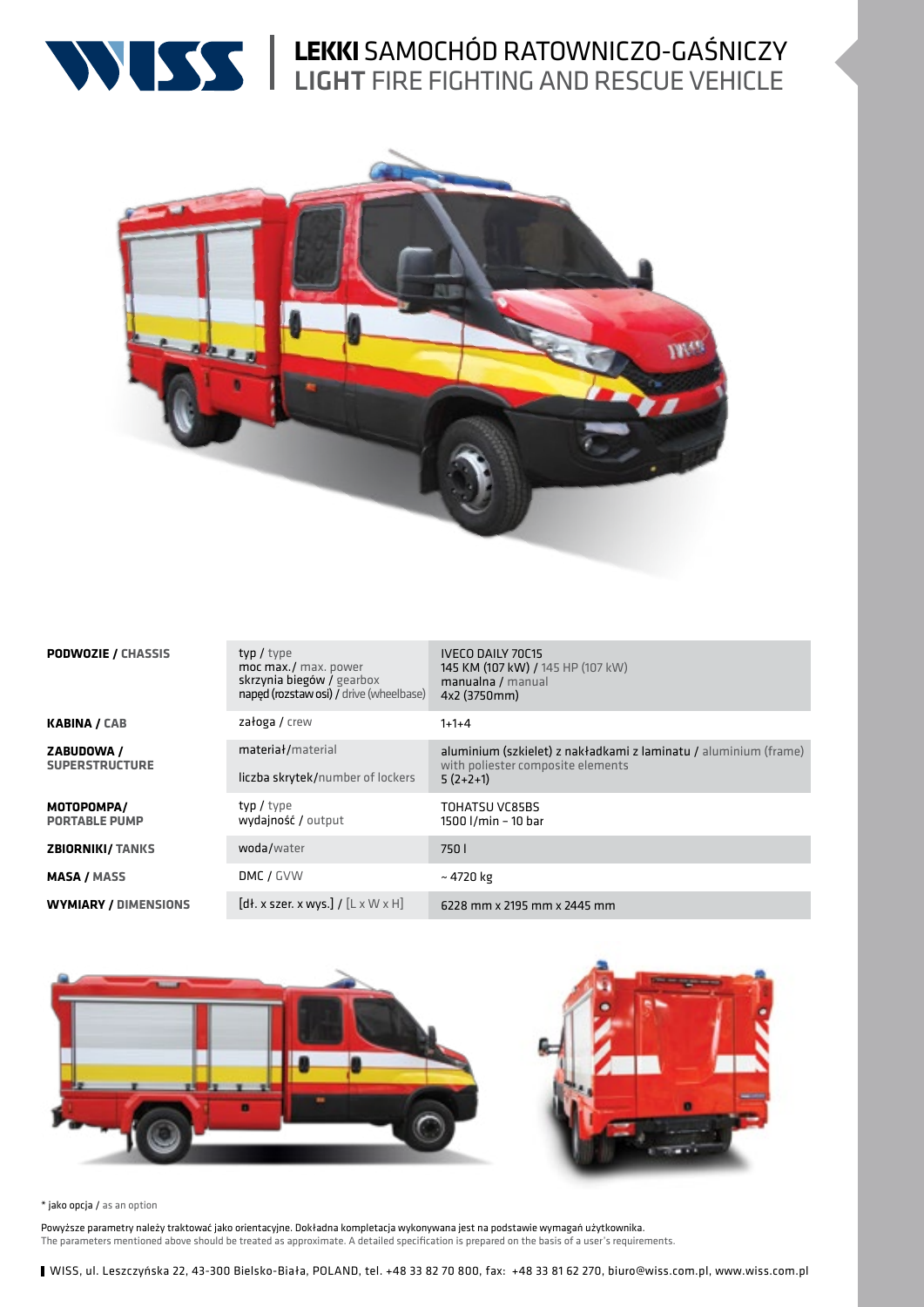# WISS | **LEKKI** SAMOCHÓD RATOWNICZO-GAŚNICZY **LIGHT** FIRE FIGHTING AND RESCUE VEHICLE

| | | |
|---|---|---|
| **PODWOZIE / CHASSIS** | typ / type<br>moc max./ max. power<br>skrzynia biegów / gearbox<br>napęd (rozstaw osi) / drive (wheelbase) | IVECO DAILY 70C15<br>145 KM (107 kW) / 145 HP (107 kW)<br>manualna / manual<br>4x2 (3750mm) |
| **KABINA / CAB** | załoga / crew | 1+1+4 |
| **ZABUDOWA / SUPERSTRUCTURE** | materiał/material<br>liczba skrytek/number of lockers | aluminium (szkielet) z nakładkami z laminatu / aluminium (frame) with poliester composite elements<br>5 (2+2+1) |
| **MOTOPOMPA/ PORTABLE PUMP** | typ / type<br>wydajność / output | TOHATSU VC85BS<br>1500 l/min – 10 bar |
| **ZBIORNIKI/ TANKS** | woda/water | 750 l |
| **MASA / MASS** | DMC / GVW | ~ 4720 kg |
| **WYMIARY / DIMENSIONS** | [dł. x szer. x wys.] / [L x W x H] | 6228 mm x 2195 mm x 2445 mm |

* jako opcja / as an option

Powyższe parametry należy traktować jako orientacyjne. Dokładna kompletacja wykonywana jest na podstawie wymagań użytkownika.
The parameters mentioned above should be treated as approximate. A detailed specification is prepared on the basis of a user's requirements.

WISS, ul. Leszczyńska 22, 43-300 Bielsko-Biała, POLAND, tel. +48 33 82 70 800, fax: +48 33 81 62 270, biuro@wiss.com.pl, www.wiss.com.pl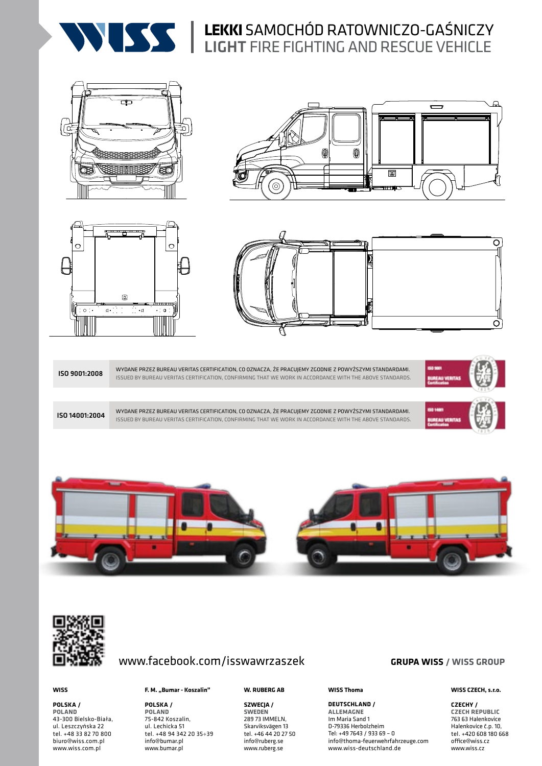# **LEKKI** SAMOCHÓD RATOWNICZO-GAŚNICZY
# **LIGHT** FIRE FIGHTING AND RESCUE VEHICLE

| | |
|---|---|
| **ISO 9001:2008** | WYDANE PRZEZ BUREAU VERITAS CERTIFICATION, CO OZNACZA, ŻE PRACUJEMY ZGODNIE Z POWYŻSZYMI STANDARDAMI. ISSUED BY BUREAU VERITAS CERTIFICATION, CONFIRMING THAT WE WORK IN ACCORDANCE WITH THE ABOVE STANDARDS. |
| **ISO 14001:2004** | WYDANE PRZEZ BUREAU VERITAS CERTIFICATION, CO OZNACZA, ŻE PRACUJEMY ZGODNIE Z POWYŻSZYMI STANDARDAMI. ISSUED BY BUREAU VERITAS CERTIFICATION, CONFIRMING THAT WE WORK IN ACCORDANCE WITH THE ABOVE STANDARDS. |

www.facebook.com/isswawrzaszek

**GRUPA WISS / WISS GROUP**

**WISS**

**POLSKA / POLAND**
43-300 Bielsko-Biała,
ul. Leszczyńska 22
tel. +48 33 82 70 800
biuro@wiss.com.pl
www.wiss.com.pl

**F. M. „Bumar - Koszalin"**

**POLSKA / POLAND**
75-842 Koszalin,
ul. Lechicka 51
tel. +48 94 342 20 35÷39
info@bumar.pl
www.bumar.pl

**W. RUBERG AB**

**SZWECJA / SWEDEN**
289 73 IMMELN,
Skarviksvägen 13
tel. +46 44 20 27 50
info@ruberg.se
www.ruberg.se

**WISS Thoma**

**DEUTSCHLAND / ALLEMAGNE**
Im Maria Sand 1
D-79336 Herbolzheim
Tel: +49 7643 / 933 69 – 0
info@thoma-feuerwehrfahrzeuge.com
www.wiss-deutschland.de

**WISS CZECH, s.r.o.**

**CZECHY / CZECH REPUBLIC**
763 63 Halenkovice
Halenkovice č.p. 10,
tel. +420 608 180 668
office@wiss.cz
www.wiss.cz